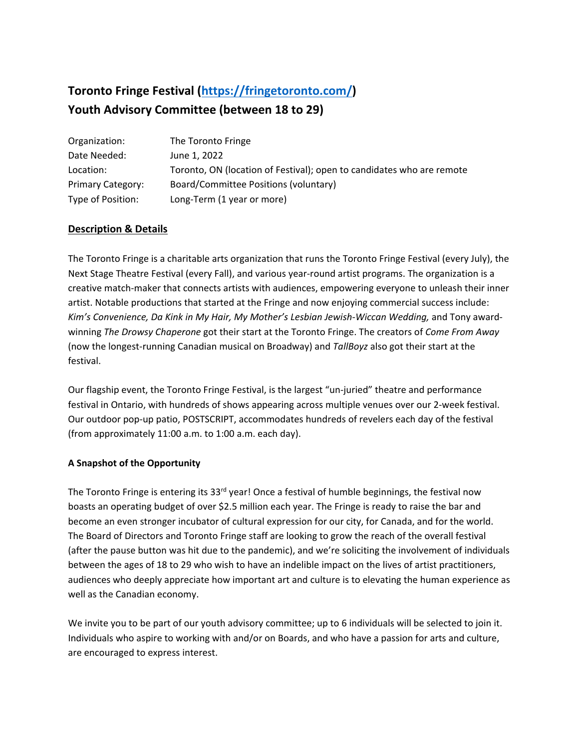# Toronto Fringe Festival ([https://fringetoronto.com/](https://fringetoronto.com/))
# Youth Advisory Committee (between 18 to 29)

| | |
|---|---|
| Organization: | The Toronto Fringe |
| Date Needed: | June 1, 2022 |
| Location: | Toronto, ON (location of Festival); open to candidates who are remote |
| Primary Category: | Board/Committee Positions (voluntary) |
| Type of Position: | Long-Term (1 year or more) |

## Description & Details

The Toronto Fringe is a charitable arts organization that runs the Toronto Fringe Festival (every July), the Next Stage Theatre Festival (every Fall), and various year-round artist programs. The organization is a creative match-maker that connects artists with audiences, empowering everyone to unleash their inner artist. Notable productions that started at the Fringe and now enjoying commercial success include: *Kim's Convenience, Da Kink in My Hair, My Mother's Lesbian Jewish-Wiccan Wedding,* and Tony award-winning *The Drowsy Chaperone* got their start at the Toronto Fringe. The creators of *Come From Away* (now the longest-running Canadian musical on Broadway) and *TallBoyz* also got their start at the festival.

Our flagship event, the Toronto Fringe Festival, is the largest "un-juried" theatre and performance festival in Ontario, with hundreds of shows appearing across multiple venues over our 2-week festival. Our outdoor pop-up patio, POSTSCRIPT, accommodates hundreds of revelers each day of the festival (from approximately 11:00 a.m. to 1:00 a.m. each day).

### A Snapshot of the Opportunity

The Toronto Fringe is entering its 33rd year! Once a festival of humble beginnings, the festival now boasts an operating budget of over $2.5 million each year. The Fringe is ready to raise the bar and become an even stronger incubator of cultural expression for our city, for Canada, and for the world. The Board of Directors and Toronto Fringe staff are looking to grow the reach of the overall festival (after the pause button was hit due to the pandemic), and we're soliciting the involvement of individuals between the ages of 18 to 29 who wish to have an indelible impact on the lives of artist practitioners, audiences who deeply appreciate how important art and culture is to elevating the human experience as well as the Canadian economy.

We invite you to be part of our youth advisory committee; up to 6 individuals will be selected to join it. Individuals who aspire to working with and/or on Boards, and who have a passion for arts and culture, are encouraged to express interest.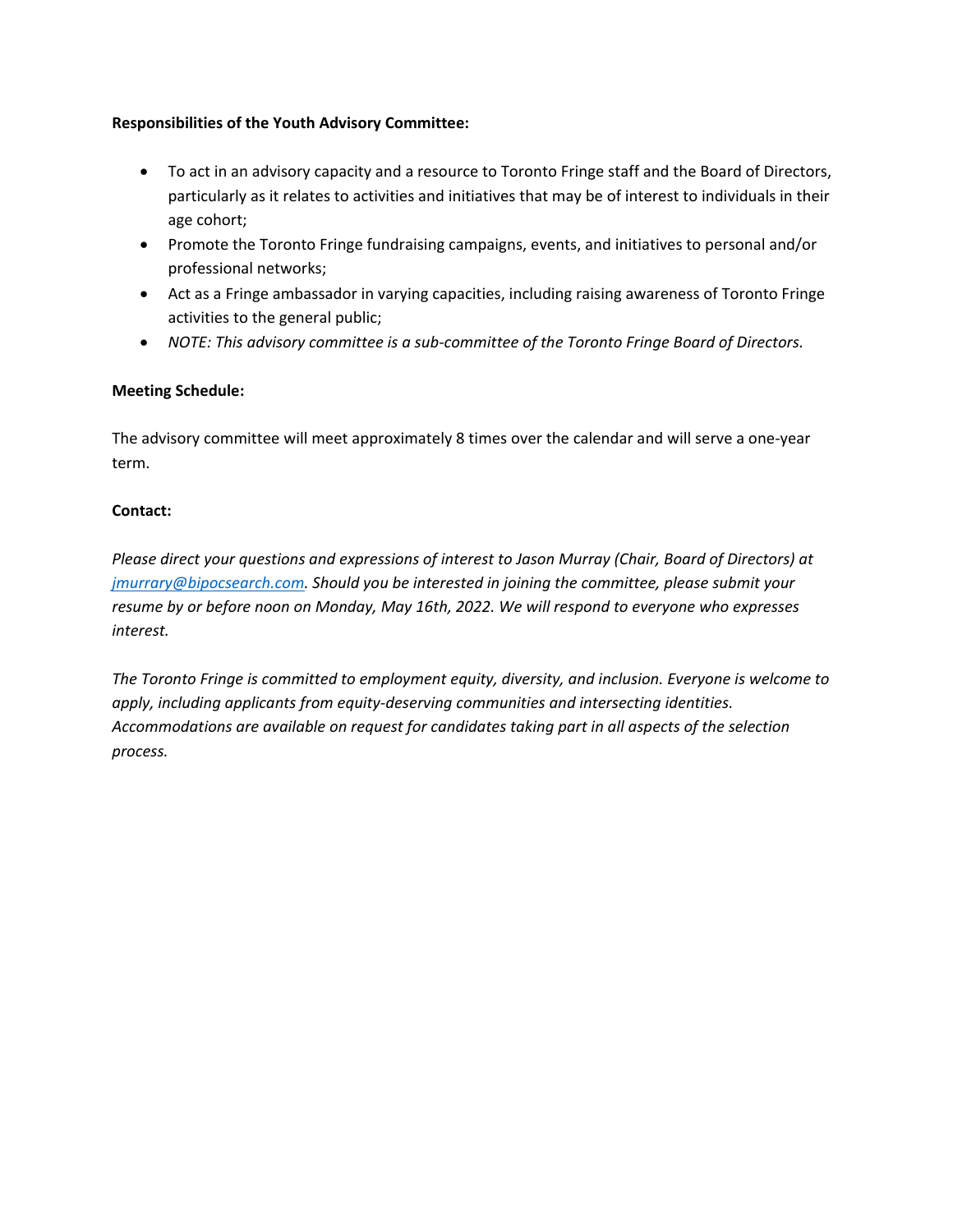**Responsibilities of the Youth Advisory Committee:**

- To act in an advisory capacity and a resource to Toronto Fringe staff and the Board of Directors, particularly as it relates to activities and initiatives that may be of interest to individuals in their age cohort;
- Promote the Toronto Fringe fundraising campaigns, events, and initiatives to personal and/or professional networks;
- Act as a Fringe ambassador in varying capacities, including raising awareness of Toronto Fringe activities to the general public;
- *NOTE: This advisory committee is a sub-committee of the Toronto Fringe Board of Directors.*

**Meeting Schedule:**

The advisory committee will meet approximately 8 times over the calendar and will serve a one-year term.

**Contact:**

*Please direct your questions and expressions of interest to Jason Murray (Chair, Board of Directors) at [jmurrary@bipocsearch.com](mailto:jmurrary@bipocsearch.com). Should you be interested in joining the committee, please submit your resume by or before noon on Monday, May 16th, 2022. We will respond to everyone who expresses interest.*

*The Toronto Fringe is committed to employment equity, diversity, and inclusion. Everyone is welcome to apply, including applicants from equity-deserving communities and intersecting identities. Accommodations are available on request for candidates taking part in all aspects of the selection process.*